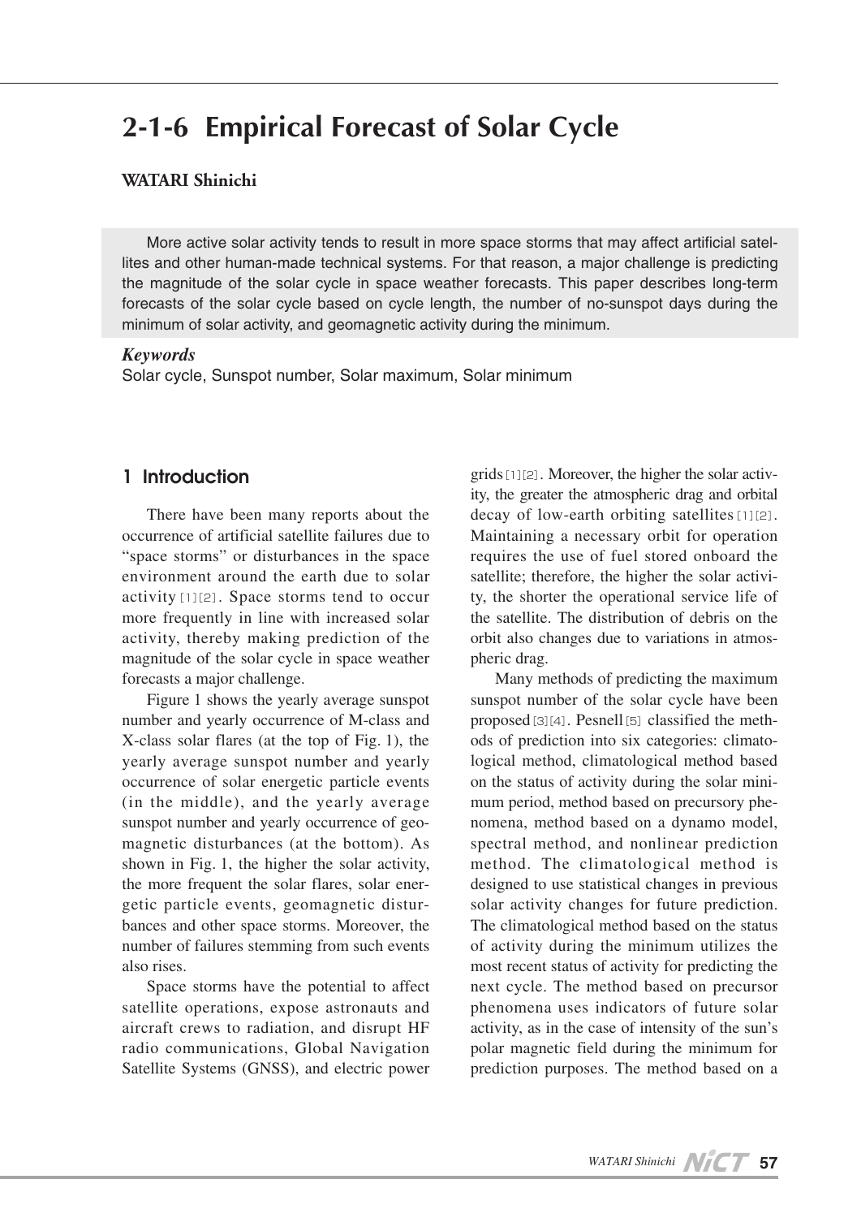# 2-1-6 Empirical Forecast of Solar Cycle

**WATARI Shinichi**

More active solar activity tends to result in more space storms that may affect artificial satellites and other human-made technical systems. For that reason, a major challenge is predicting the magnitude of the solar cycle in space weather forecasts. This paper describes long-term forecasts of the solar cycle based on cycle length, the number of no-sunspot days during the minimum of solar activity, and geomagnetic activity during the minimum.

***Keywords***

Solar cycle, Sunspot number, Solar maximum, Solar minimum

## 1 Introduction

There have been many reports about the occurrence of artificial satellite failures due to "space storms" or disturbances in the space environment around the earth due to solar activity[1][2]. Space storms tend to occur more frequently in line with increased solar activity, thereby making prediction of the magnitude of the solar cycle in space weather forecasts a major challenge.

Figure 1 shows the yearly average sunspot number and yearly occurrence of M-class and X-class solar flares (at the top of Fig. 1), the yearly average sunspot number and yearly occurrence of solar energetic particle events (in the middle), and the yearly average sunspot number and yearly occurrence of geomagnetic disturbances (at the bottom). As shown in Fig. 1, the higher the solar activity, the more frequent the solar flares, solar energetic particle events, geomagnetic disturbances and other space storms. Moreover, the number of failures stemming from such events also rises.

Space storms have the potential to affect satellite operations, expose astronauts and aircraft crews to radiation, and disrupt HF radio communications, Global Navigation Satellite Systems (GNSS), and electric power grids[1][2]. Moreover, the higher the solar activity, the greater the atmospheric drag and orbital decay of low-earth orbiting satellites[1][2]. Maintaining a necessary orbit for operation requires the use of fuel stored onboard the satellite; therefore, the higher the solar activity, the shorter the operational service life of the satellite. The distribution of debris on the orbit also changes due to variations in atmospheric drag.

Many methods of predicting the maximum sunspot number of the solar cycle have been proposed[3][4]. Pesnell[5] classified the methods of prediction into six categories: climatological method, climatological method based on the status of activity during the solar minimum period, method based on precursory phenomena, method based on a dynamo model, spectral method, and nonlinear prediction method. The climatological method is designed to use statistical changes in previous solar activity changes for future prediction. The climatological method based on the status of activity during the minimum utilizes the most recent status of activity for predicting the next cycle. The method based on precursor phenomena uses indicators of future solar activity, as in the case of intensity of the sun's polar magnetic field during the minimum for prediction purposes. The method based on a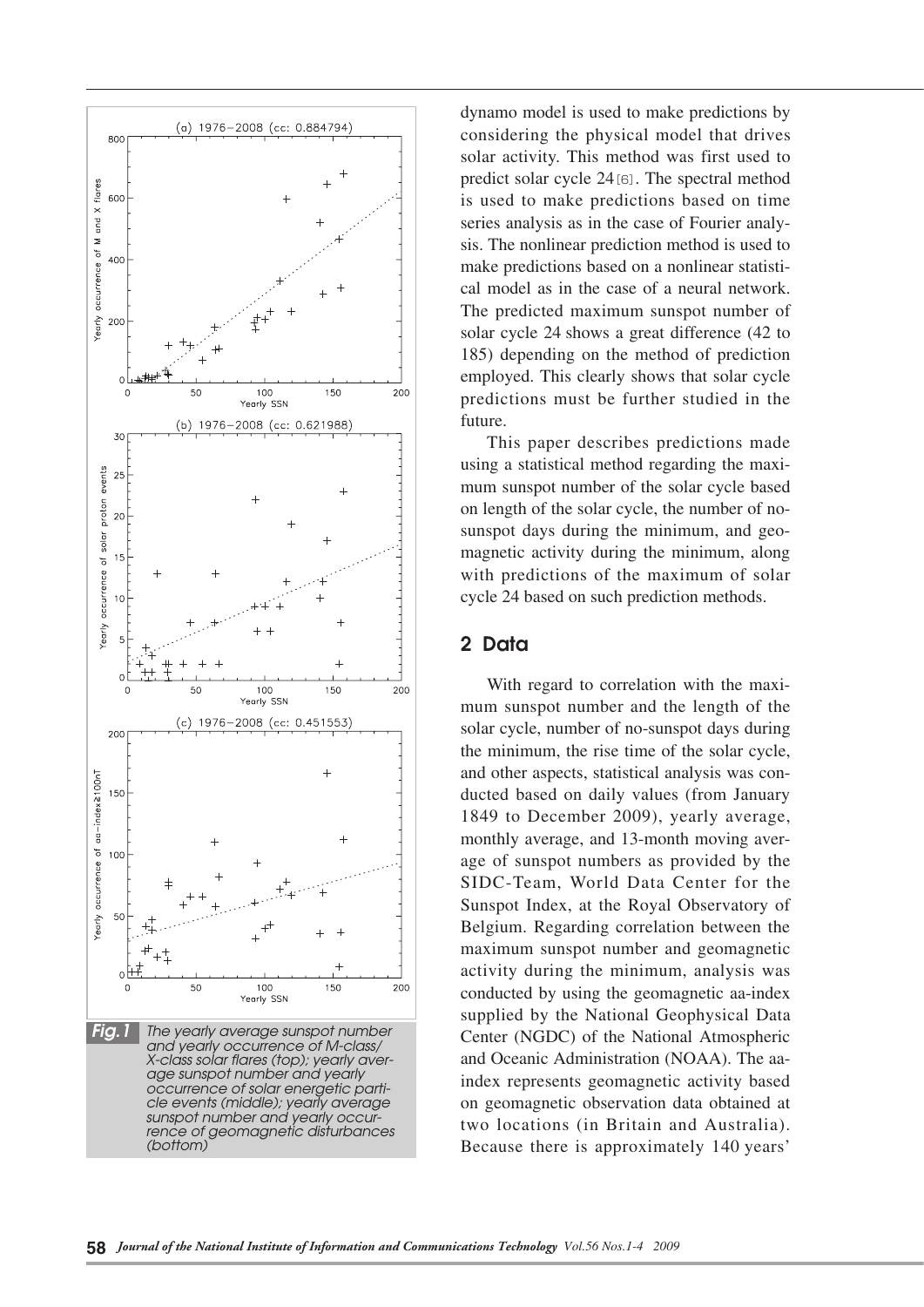Fig.1 The yearly average sunspot number and yearly occurrence of M-class/X-class solar flares (top); yearly average sunspot number and yearly occurrence of solar energetic particle events (middle); yearly average sunspot number and yearly occurrence of geomagnetic disturbances (bottom)

dynamo model is used to make predictions by considering the physical model that drives solar activity. This method was first used to predict solar cycle 24[6]. The spectral method is used to make predictions based on time series analysis as in the case of Fourier analysis. The nonlinear prediction method is used to make predictions based on a nonlinear statistical model as in the case of a neural network. The predicted maximum sunspot number of solar cycle 24 shows a great difference (42 to 185) depending on the method of prediction employed. This clearly shows that solar cycle predictions must be further studied in the future.

This paper describes predictions made using a statistical method regarding the maximum sunspot number of the solar cycle based on length of the solar cycle, the number of no-sunspot days during the minimum, and geomagnetic activity during the minimum, along with predictions of the maximum of solar cycle 24 based on such prediction methods.

## 2 Data

With regard to correlation with the maximum sunspot number and the length of the solar cycle, number of no-sunspot days during the minimum, the rise time of the solar cycle, and other aspects, statistical analysis was conducted based on daily values (from January 1849 to December 2009), yearly average, monthly average, and 13-month moving average of sunspot numbers as provided by the SIDC-Team, World Data Center for the Sunspot Index, at the Royal Observatory of Belgium. Regarding correlation between the maximum sunspot number and geomagnetic activity during the minimum, analysis was conducted by using the geomagnetic aa-index supplied by the National Geophysical Data Center (NGDC) of the National Atmospheric and Oceanic Administration (NOAA). The aa-index represents geomagnetic activity based on geomagnetic observation data obtained at two locations (in Britain and Australia). Because there is approximately 140 years'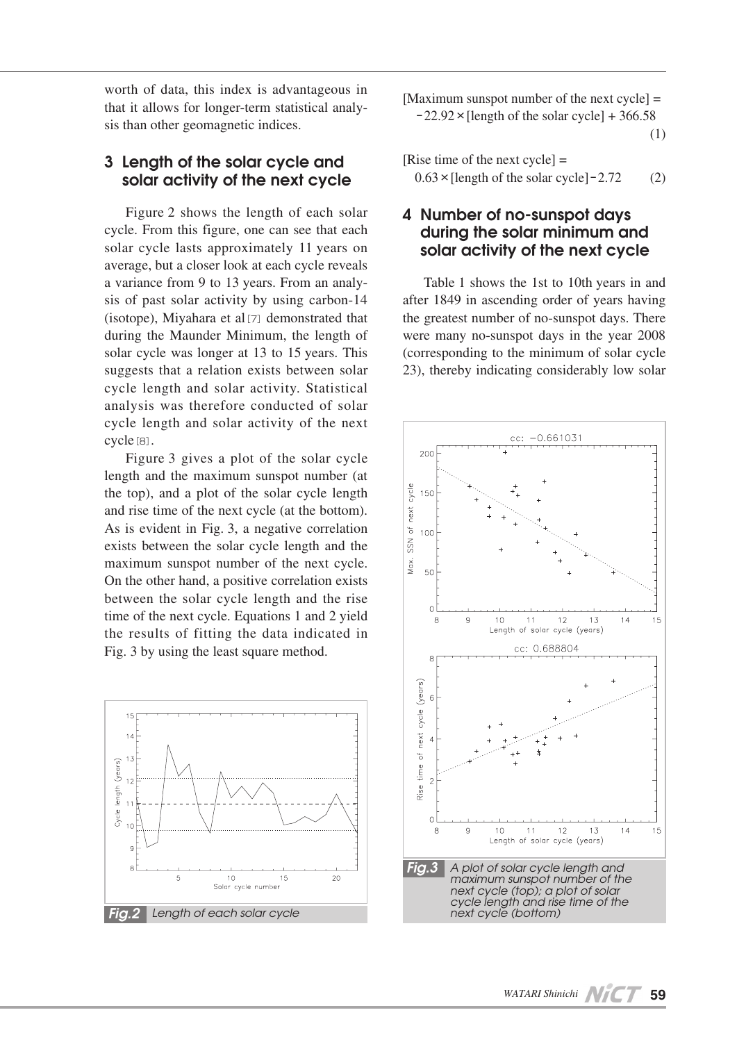worth of data, this index is advantageous in that it allows for longer-term statistical analysis than other geomagnetic indices.

## 3 Length of the solar cycle and solar activity of the next cycle

Figure 2 shows the length of each solar cycle. From this figure, one can see that each solar cycle lasts approximately 11 years on average, but a closer look at each cycle reveals a variance from 9 to 13 years. From an analysis of past solar activity by using carbon-14 (isotope), Miyahara et al[7] demonstrated that during the Maunder Minimum, the length of solar cycle was longer at 13 to 15 years. This suggests that a relation exists between solar cycle length and solar activity. Statistical analysis was therefore conducted of solar cycle length and solar activity of the next cycle[8].

Figure 3 gives a plot of the solar cycle length and the maximum sunspot number (at the top), and a plot of the solar cycle length and rise time of the next cycle (at the bottom). As is evident in Fig. 3, a negative correlation exists between the solar cycle length and the maximum sunspot number of the next cycle. On the other hand, a positive correlation exists between the solar cycle length and the rise time of the next cycle. Equations 1 and 2 yield the results of fitting the data indicated in Fig. 3 by using the least square method.

*Fig.2* Length of each solar cycle

$$[\text{Maximum sunspot number of the next cycle}] = -22.92 \times [\text{length of the solar cycle}] + 366.58 \quad (1)$$

$$[\text{Rise time of the next cycle}] = 0.63 \times [\text{length of the solar cycle}] - 2.72 \quad (2)$$

## 4 Number of no-sunspot days during the solar minimum and solar activity of the next cycle

Table 1 shows the 1st to 10th years in and after 1849 in ascending order of years having the greatest number of no-sunspot days. There were many no-sunspot days in the year 2008 (corresponding to the minimum of solar cycle 23), thereby indicating considerably low solar

*Fig.3* A plot of solar cycle length and maximum sunspot number of the next cycle (top); a plot of solar cycle length and rise time of the next cycle (bottom)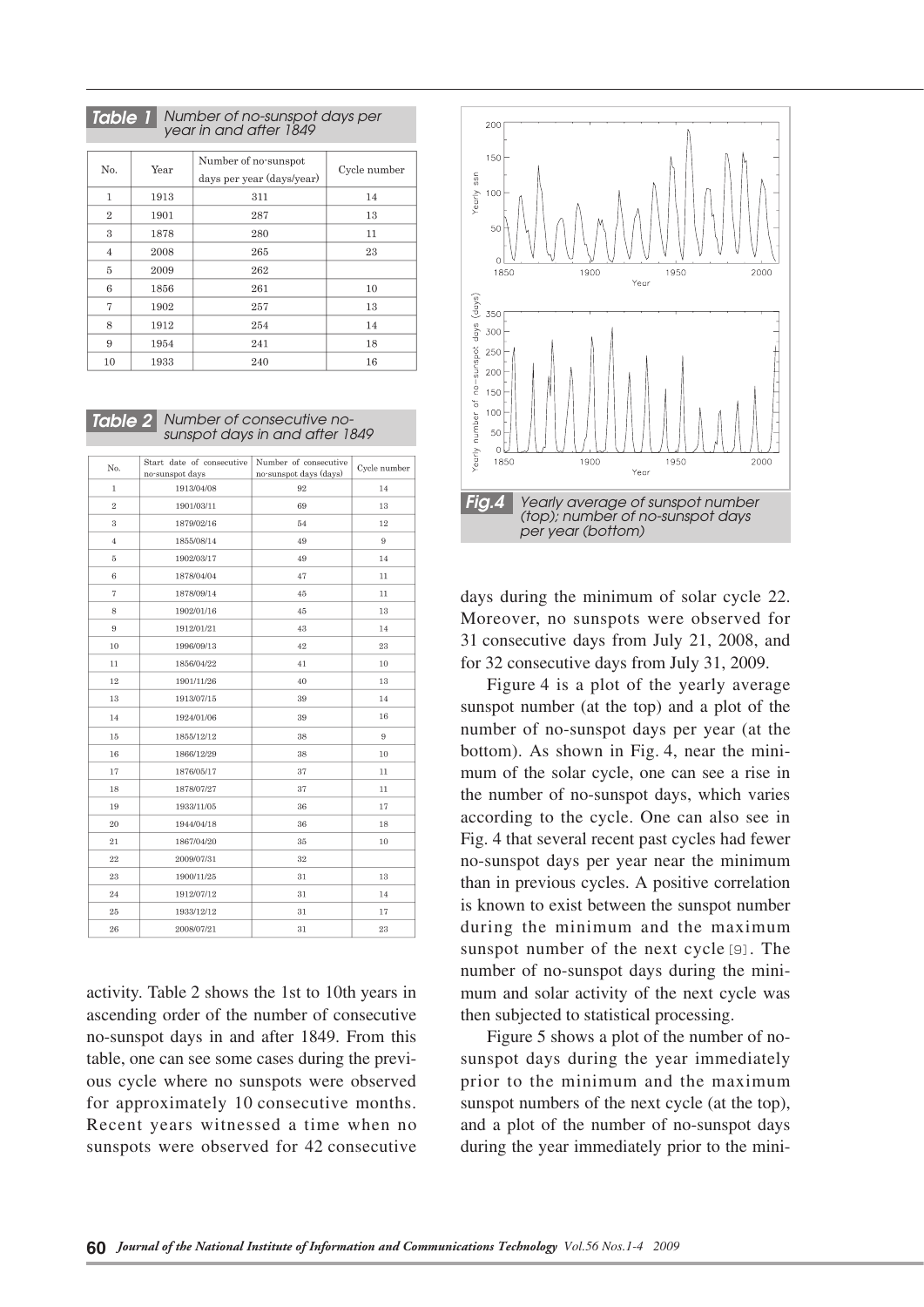**Table 1** Number of no-sunspot days per year in and after 1849

| No. | Year | Number of no-sunspot days per year (days/year) | Cycle number |
|---|---|---|---|
| 1 | 1913 | 311 | 14 |
| 2 | 1901 | 287 | 13 |
| 3 | 1878 | 280 | 11 |
| 4 | 2008 | 265 | 23 |
| 5 | 2009 | 262 | |
| 6 | 1856 | 261 | 10 |
| 7 | 1902 | 257 | 13 |
| 8 | 1912 | 254 | 14 |
| 9 | 1954 | 241 | 18 |
| 10 | 1933 | 240 | 16 |

**Table 2** Number of consecutive no-sunspot days in and after 1849

| No. | Start date of consecutive no-sunspot days | Number of consecutive no-sunspot days (days) | Cycle number |
|---|---|---|---|
| 1 | 1913/04/08 | 92 | 14 |
| 2 | 1901/03/11 | 69 | 13 |
| 3 | 1879/02/16 | 54 | 12 |
| 4 | 1855/08/14 | 49 | 9 |
| 5 | 1902/03/17 | 49 | 14 |
| 6 | 1878/04/04 | 47 | 11 |
| 7 | 1878/09/14 | 45 | 11 |
| 8 | 1902/01/16 | 45 | 13 |
| 9 | 1912/01/21 | 43 | 14 |
| 10 | 1996/09/13 | 42 | 23 |
| 11 | 1856/04/22 | 41 | 10 |
| 12 | 1901/11/26 | 40 | 13 |
| 13 | 1913/07/15 | 39 | 14 |
| 14 | 1924/01/06 | 39 | 16 |
| 15 | 1855/12/12 | 38 | 9 |
| 16 | 1866/12/29 | 38 | 10 |
| 17 | 1876/05/17 | 37 | 11 |
| 18 | 1878/07/27 | 37 | 11 |
| 19 | 1933/11/05 | 36 | 17 |
| 20 | 1944/04/18 | 36 | 18 |
| 21 | 1867/04/20 | 35 | 10 |
| 22 | 2009/07/31 | 32 | |
| 23 | 1900/11/25 | 31 | 13 |
| 24 | 1912/07/12 | 31 | 14 |
| 25 | 1933/12/12 | 31 | 17 |
| 26 | 2008/07/21 | 31 | 23 |

activity. Table 2 shows the 1st to 10th years in ascending order of the number of consecutive no-sunspot days in and after 1849. From this table, one can see some cases during the previous cycle where no sunspots were observed for approximately 10 consecutive months. Recent years witnessed a time when no sunspots were observed for 42 consecutive days during the minimum of solar cycle 22. Moreover, no sunspots were observed for 31 consecutive days from July 21, 2008, and for 32 consecutive days from July 31, 2009.

**Fig.4** Yearly average of sunspot number (top); number of no-sunspot days per year (bottom)

Figure 4 is a plot of the yearly average sunspot number (at the top) and a plot of the number of no-sunspot days per year (at the bottom). As shown in Fig. 4, near the minimum of the solar cycle, one can see a rise in the number of no-sunspot days, which varies according to the cycle. One can also see in Fig. 4 that several recent past cycles had fewer no-sunspot days per year near the minimum than in previous cycles. A positive correlation is known to exist between the sunspot number during the minimum and the maximum sunspot number of the next cycle [9]. The number of no-sunspot days during the minimum and solar activity of the next cycle was then subjected to statistical processing.

Figure 5 shows a plot of the number of no-sunspot days during the year immediately prior to the minimum and the maximum sunspot numbers of the next cycle (at the top), and a plot of the number of no-sunspot days during the year immediately prior to the mini-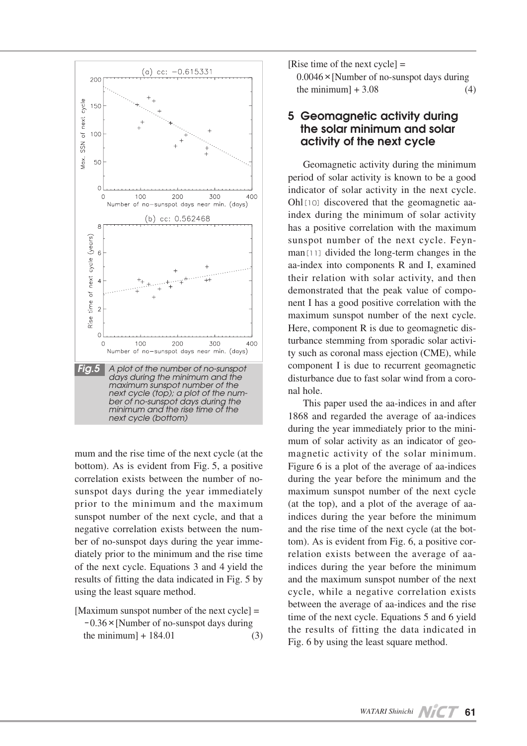**Fig.5** A plot of the number of no-sunspot days during the minimum and the maximum sunspot number of the next cycle (top); a plot of the number of no-sunspot days during the minimum and the rise time of the next cycle (bottom)

mum and the rise time of the next cycle (at the bottom). As is evident from Fig. 5, a positive correlation exists between the number of no-sunspot days during the year immediately prior to the minimum and the maximum sunspot number of the next cycle, and that a negative correlation exists between the number of no-sunspot days during the year immediately prior to the minimum and the rise time of the next cycle. Equations 3 and 4 yield the results of fitting the data indicated in Fig. 5 by using the least square method.

[Maximum sunspot number of the next cycle] = $-0.36 \times$ [Number of no-sunspot days during the minimum] + 184.01 (3)

[Rise time of the next cycle] = $0.0046 \times$ [Number of no-sunspot days during the minimum] + 3.08 (4)

## 5 Geomagnetic activity during the solar minimum and solar activity of the next cycle

Geomagnetic activity during the minimum period of solar activity is known to be a good indicator of solar activity in the next cycle. Ohl[10] discovered that the geomagnetic aa-index during the minimum of solar activity has a positive correlation with the maximum sunspot number of the next cycle. Feynman[11] divided the long-term changes in the aa-index into components R and I, examined their relation with solar activity, and then demonstrated that the peak value of component I has a good positive correlation with the maximum sunspot number of the next cycle. Here, component R is due to geomagnetic disturbance stemming from sporadic solar activity such as coronal mass ejection (CME), while component I is due to recurrent geomagnetic disturbance due to fast solar wind from a coronal hole.

This paper used the aa-indices in and after 1868 and regarded the average of aa-indices during the year immediately prior to the minimum of solar activity as an indicator of geomagnetic activity of the solar minimum. Figure 6 is a plot of the average of aa-indices during the year before the minimum and the maximum sunspot number of the next cycle (at the top), and a plot of the average of aa-indices during the year before the minimum and the rise time of the next cycle (at the bottom). As is evident from Fig. 6, a positive correlation exists between the average of aa-indices during the year before the minimum and the maximum sunspot number of the next cycle, while a negative correlation exists between the average of aa-indices and the rise time of the next cycle. Equations 5 and 6 yield the results of fitting the data indicated in Fig. 6 by using the least square method.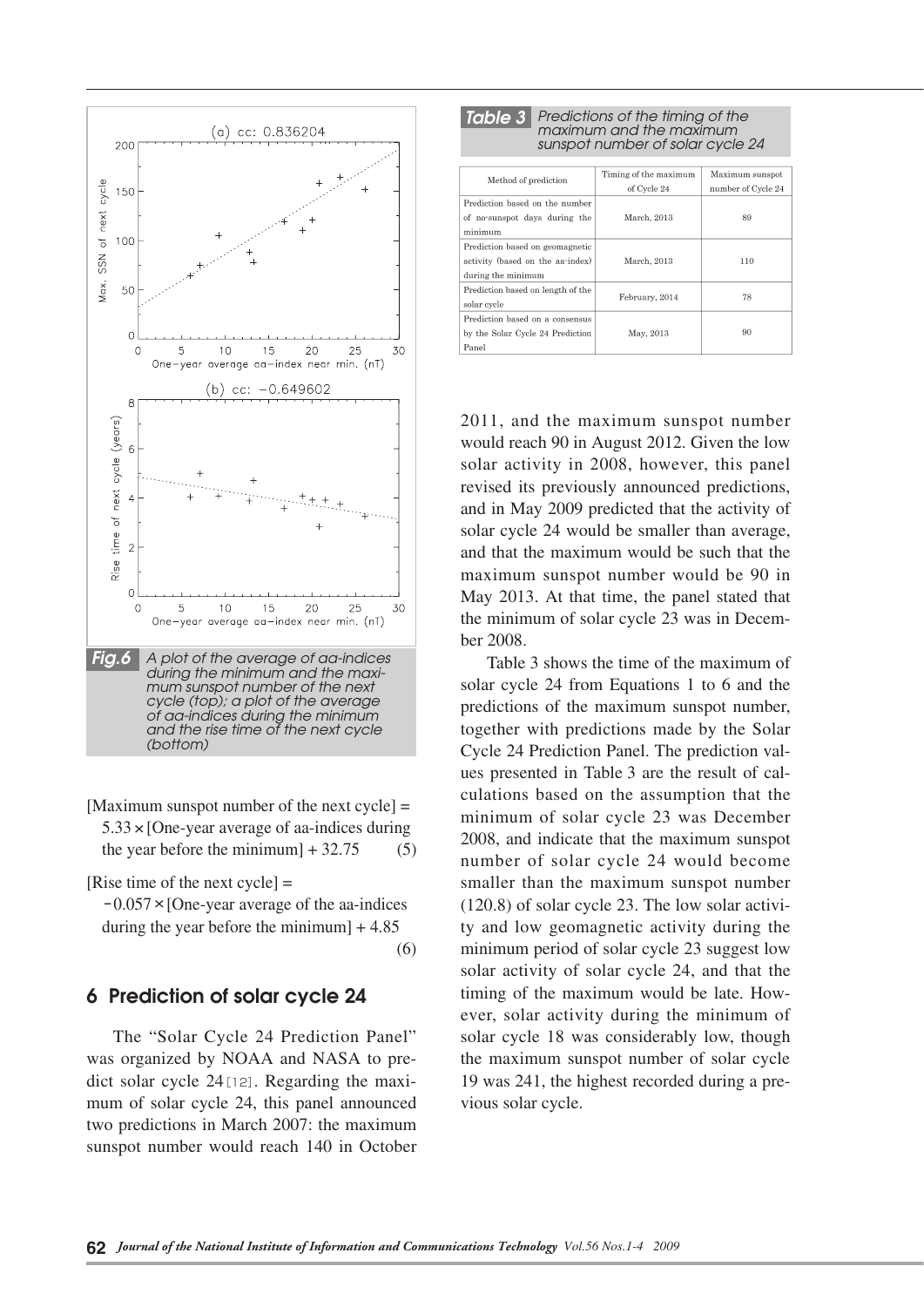*Fig.6* A plot of the average of aa-indices during the minimum and the maximum sunspot number of the next cycle (top); a plot of the average of aa-indices during the minimum and the rise time of the next cycle (bottom)

$$[\text{Maximum sunspot number of the next cycle}] = 5.33 \times [\text{One-year average of aa-indices during the year before the minimum}] + 32.75 \quad (5)$$

$$[\text{Rise time of the next cycle}] = -0.057 \times [\text{One-year average of the aa-indices during the year before the minimum}] + 4.85 \quad (6)$$

## 6 Prediction of solar cycle 24

The "Solar Cycle 24 Prediction Panel" was organized by NOAA and NASA to predict solar cycle 24[12]. Regarding the maximum of solar cycle 24, this panel announced two predictions in March 2007: the maximum sunspot number would reach 140 in October 2011, and the maximum sunspot number would reach 90 in August 2012. Given the low solar activity in 2008, however, this panel revised its previously announced predictions, and in May 2009 predicted that the activity of solar cycle 24 would be smaller than average, and that the maximum would be such that the maximum sunspot number would be 90 in May 2013. At that time, the panel stated that the minimum of solar cycle 23 was in December 2008.

Table 3 shows the time of the maximum of solar cycle 24 from Equations 1 to 6 and the predictions of the maximum sunspot number, together with predictions made by the Solar Cycle 24 Prediction Panel. The prediction values presented in Table 3 are the result of calculations based on the assumption that the minimum of solar cycle 23 was December 2008, and indicate that the maximum sunspot number of solar cycle 24 would become smaller than the maximum sunspot number (120.8) of solar cycle 23. The low solar activity and low geomagnetic activity during the minimum period of solar cycle 23 suggest low solar activity of solar cycle 24, and that the timing of the maximum would be late. However, solar activity during the minimum of solar cycle 18 was considerably low, though the maximum sunspot number of solar cycle 19 was 241, the highest recorded during a previous solar cycle.

*Table 3* Predictions of the timing of the maximum and the maximum sunspot number of solar cycle 24

| Method of prediction | Timing of the maximum of Cycle 24 | Maximum sunspot number of Cycle 24 |
|---|---|---|
| Prediction based on the number of no-sunspot days during the minimum | March, 2013 | 89 |
| Prediction based on geomagnetic activity (based on the aa-index) during the minimum | March, 2013 | 110 |
| Prediction based on length of the solar cycle | February, 2014 | 78 |
| Prediction based on a consensus by the Solar Cycle 24 Prediction Panel | May, 2013 | 90 |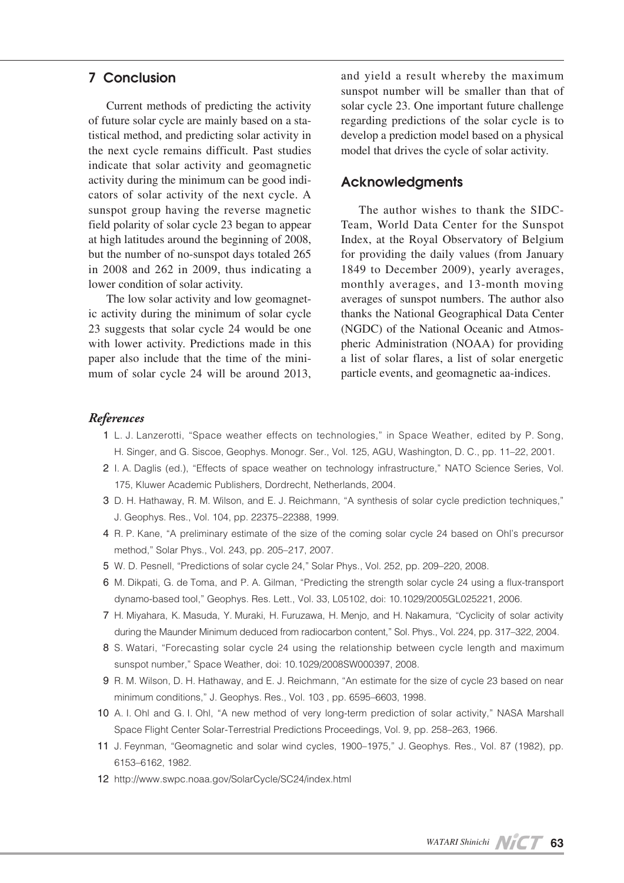## 7 Conclusion

Current methods of predicting the activity of future solar cycle are mainly based on a statistical method, and predicting solar activity in the next cycle remains difficult. Past studies indicate that solar activity and geomagnetic activity during the minimum can be good indicators of solar activity of the next cycle. A sunspot group having the reverse magnetic field polarity of solar cycle 23 began to appear at high latitudes around the beginning of 2008, but the number of no-sunspot days totaled 265 in 2008 and 262 in 2009, thus indicating a lower condition of solar activity.

The low solar activity and low geomagnetic activity during the minimum of solar cycle 23 suggests that solar cycle 24 would be one with lower activity. Predictions made in this paper also include that the time of the minimum of solar cycle 24 will be around 2013, and yield a result whereby the maximum sunspot number will be smaller than that of solar cycle 23. One important future challenge regarding predictions of the solar cycle is to develop a prediction model based on a physical model that drives the cycle of solar activity.

## Acknowledgments

The author wishes to thank the SIDC-Team, World Data Center for the Sunspot Index, at the Royal Observatory of Belgium for providing the daily values (from January 1849 to December 2009), yearly averages, monthly averages, and 13-month moving averages of sunspot numbers. The author also thanks the National Geographical Data Center (NGDC) of the National Oceanic and Atmospheric Administration (NOAA) for providing a list of solar flares, a list of solar energetic particle events, and geomagnetic aa-indices.

### *References*

1 L. J. Lanzerotti, "Space weather effects on technologies," in Space Weather, edited by P. Song, H. Singer, and G. Siscoe, Geophys. Monogr. Ser., Vol. 125, AGU, Washington, D. C., pp. 11–22, 2001.

2 I. A. Daglis (ed.), "Effects of space weather on technology infrastructure," NATO Science Series, Vol. 175, Kluwer Academic Publishers, Dordrecht, Netherlands, 2004.

3 D. H. Hathaway, R. M. Wilson, and E. J. Reichmann, "A synthesis of solar cycle prediction techniques," J. Geophys. Res., Vol. 104, pp. 22375–22388, 1999.

4 R. P. Kane, "A preliminary estimate of the size of the coming solar cycle 24 based on Ohl's precursor method," Solar Phys., Vol. 243, pp. 205–217, 2007.

5 W. D. Pesnell, "Predictions of solar cycle 24," Solar Phys., Vol. 252, pp. 209–220, 2008.

6 M. Dikpati, G. de Toma, and P. A. Gilman, "Predicting the strength solar cycle 24 using a flux-transport dynamo-based tool," Geophys. Res. Lett., Vol. 33, L05102, doi: 10.1029/2005GL025221, 2006.

7 H. Miyahara, K. Masuda, Y. Muraki, H. Furuzawa, H. Menjo, and H. Nakamura, "Cyclicity of solar activity during the Maunder Minimum deduced from radiocarbon content," Sol. Phys., Vol. 224, pp. 317–322, 2004.

8 S. Watari, "Forecasting solar cycle 24 using the relationship between cycle length and maximum sunspot number," Space Weather, doi: 10.1029/2008SW000397, 2008.

9 R. M. Wilson, D. H. Hathaway, and E. J. Reichmann, "An estimate for the size of cycle 23 based on near minimum conditions," J. Geophys. Res., Vol. 103 , pp. 6595–6603, 1998.

10 A. I. Ohl and G. I. Ohl, "A new method of very long-term prediction of solar activity," NASA Marshall Space Flight Center Solar-Terrestrial Predictions Proceedings, Vol. 9, pp. 258–263, 1966.

11 J. Feynman, "Geomagnetic and solar wind cycles, 1900–1975," J. Geophys. Res., Vol. 87 (1982), pp. 6153–6162, 1982.

12 http://www.swpc.noaa.gov/SolarCycle/SC24/index.html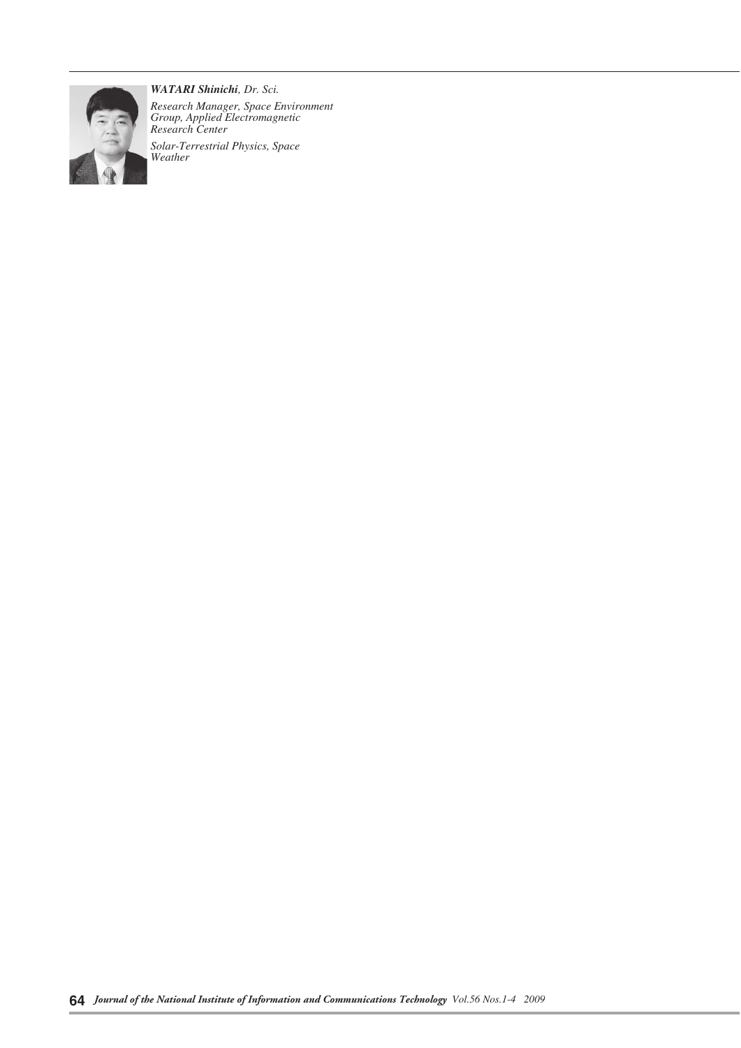***WATARI Shinichi**, Dr. Sci.*

*Research Manager, Space Environment Group, Applied Electromagnetic Research Center*

*Solar-Terrestrial Physics, Space Weather*